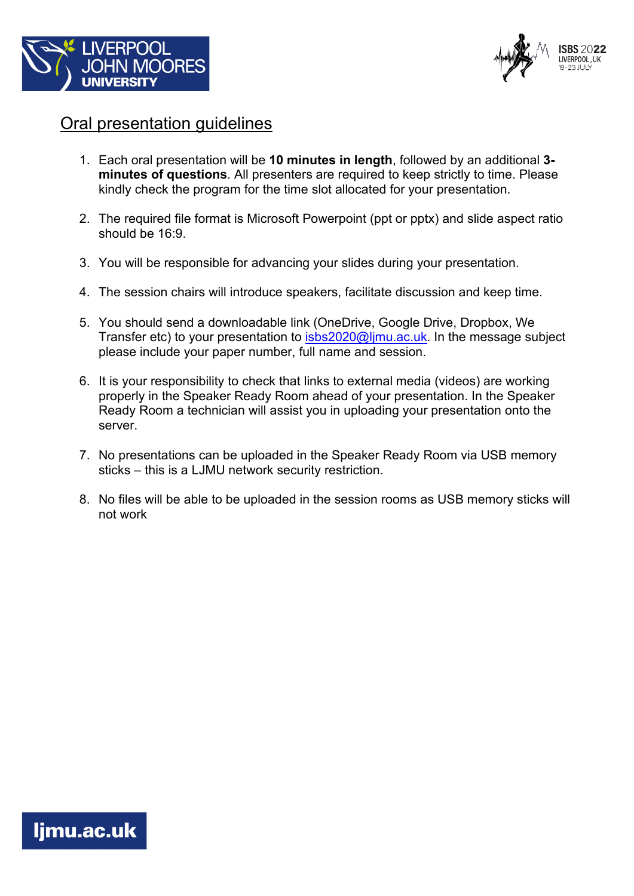# Oral presentation guidelines

1. Each oral presentation will be **10 minutes in length**, followed by an additional **3-minutes of questions**. All presenters are required to keep strictly to time. Please kindly check the program for the time slot allocated for your presentation.

2. The required file format is Microsoft Powerpoint (ppt or pptx) and slide aspect ratio should be 16:9.

3. You will be responsible for advancing your slides during your presentation.

4. The session chairs will introduce speakers, facilitate discussion and keep time.

5. You should send a downloadable link (OneDrive, Google Drive, Dropbox, We Transfer etc) to your presentation to isbs2020@ljmu.ac.uk. In the message subject please include your paper number, full name and session.

6. It is your responsibility to check that links to external media (videos) are working properly in the Speaker Ready Room ahead of your presentation. In the Speaker Ready Room a technician will assist you in uploading your presentation onto the server.

7. No presentations can be uploaded in the Speaker Ready Room via USB memory sticks – this is a LJMU network security restriction.

8. No files will be able to be uploaded in the session rooms as USB memory sticks will not work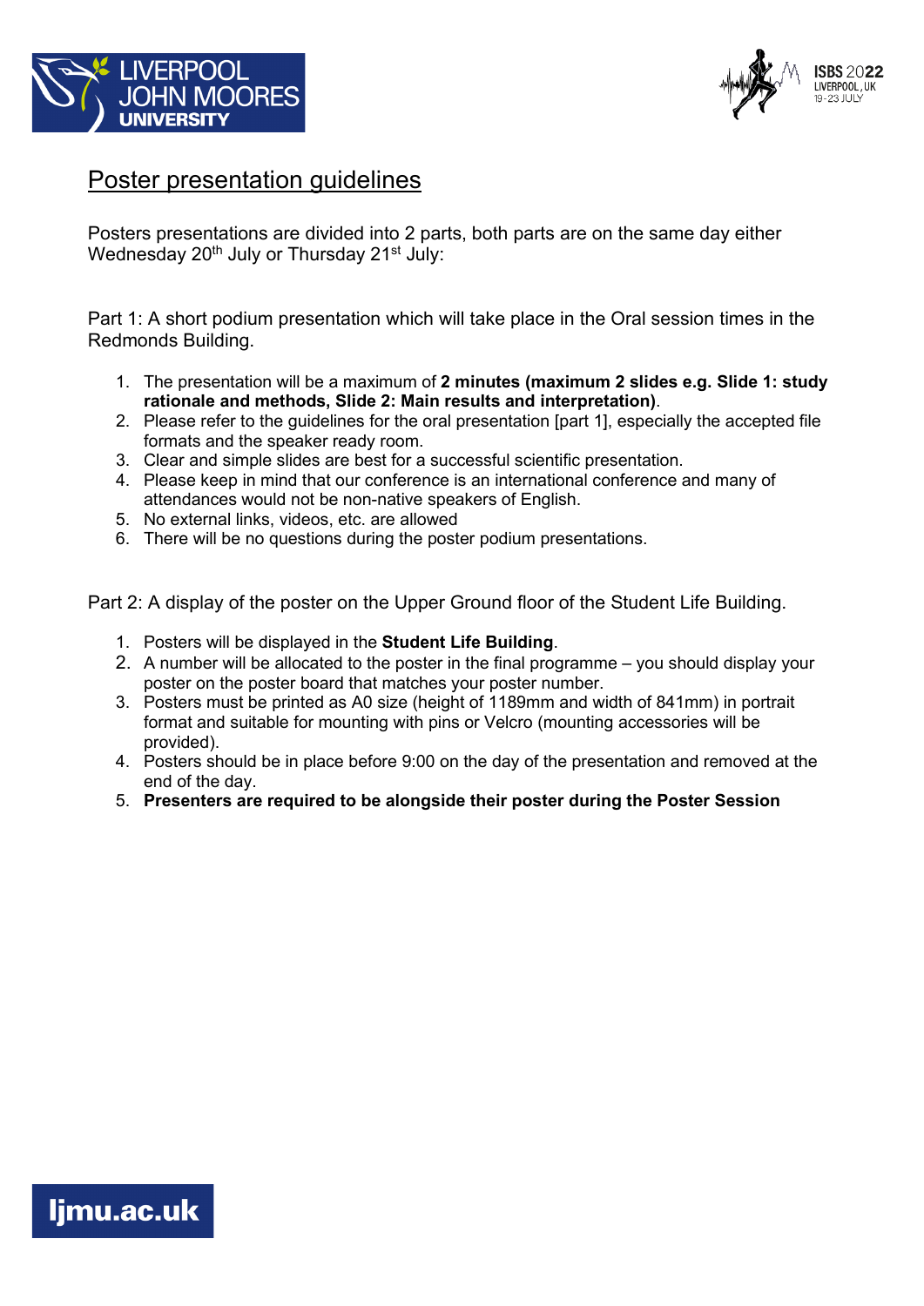# Poster presentation guidelines

Posters presentations are divided into 2 parts, both parts are on the same day either Wednesday 20th July or Thursday 21st July:

Part 1: A short podium presentation which will take place in the Oral session times in the Redmonds Building.

1. The presentation will be a maximum of **2 minutes (maximum 2 slides e.g. Slide 1: study rationale and methods, Slide 2: Main results and interpretation)**.
2. Please refer to the guidelines for the oral presentation [part 1], especially the accepted file formats and the speaker ready room.
3. Clear and simple slides are best for a successful scientific presentation.
4. Please keep in mind that our conference is an international conference and many of attendances would not be non-native speakers of English.
5. No external links, videos, etc. are allowed
6. There will be no questions during the poster podium presentations.

Part 2: A display of the poster on the Upper Ground floor of the Student Life Building.

1. Posters will be displayed in the **Student Life Building**.
2. A number will be allocated to the poster in the final programme – you should display your poster on the poster board that matches your poster number.
3. Posters must be printed as A0 size (height of 1189mm and width of 841mm) in portrait format and suitable for mounting with pins or Velcro (mounting accessories will be provided).
4. Posters should be in place before 9:00 on the day of the presentation and removed at the end of the day.
5. **Presenters are required to be alongside their poster during the Poster Session**